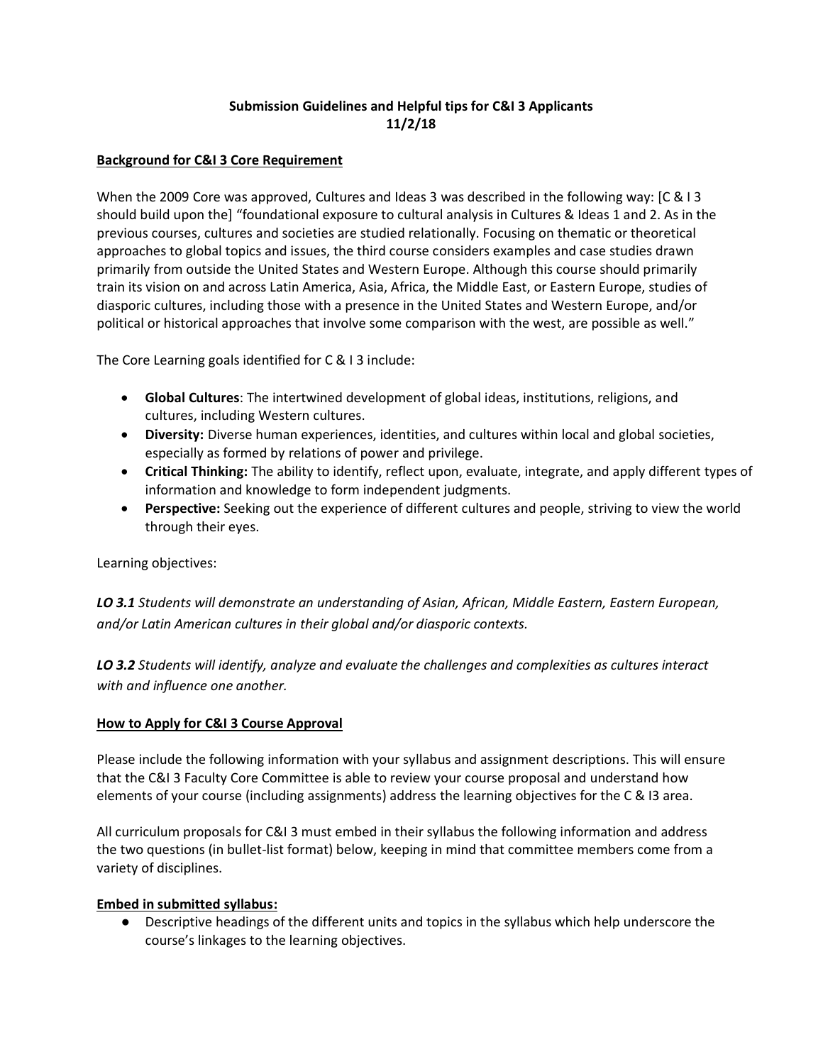**Submission Guidelines and Helpful tips for C&I 3 Applicants**
**11/2/18**

## Background for C&I 3 Core Requirement

When the 2009 Core was approved, Cultures and Ideas 3 was described in the following way: [C & I 3 should build upon the] "foundational exposure to cultural analysis in Cultures & Ideas 1 and 2. As in the previous courses, cultures and societies are studied relationally. Focusing on thematic or theoretical approaches to global topics and issues, the third course considers examples and case studies drawn primarily from outside the United States and Western Europe. Although this course should primarily train its vision on and across Latin America, Asia, Africa, the Middle East, or Eastern Europe, studies of diasporic cultures, including those with a presence in the United States and Western Europe, and/or political or historical approaches that involve some comparison with the west, are possible as well."

The Core Learning goals identified for C & I 3 include:

- **Global Cultures**: The intertwined development of global ideas, institutions, religions, and cultures, including Western cultures.
- **Diversity:** Diverse human experiences, identities, and cultures within local and global societies, especially as formed by relations of power and privilege.
- **Critical Thinking:** The ability to identify, reflect upon, evaluate, integrate, and apply different types of information and knowledge to form independent judgments.
- **Perspective:** Seeking out the experience of different cultures and people, striving to view the world through their eyes.

Learning objectives:

***LO 3.1*** *Students will demonstrate an understanding of Asian, African, Middle Eastern, Eastern European, and/or Latin American cultures in their global and/or diasporic contexts.*

***LO 3.2*** *Students will identify, analyze and evaluate the challenges and complexities as cultures interact with and influence one another.*

## How to Apply for C&I 3 Course Approval

Please include the following information with your syllabus and assignment descriptions. This will ensure that the C&I 3 Faculty Core Committee is able to review your course proposal and understand how elements of your course (including assignments) address the learning objectives for the C & I3 area.

All curriculum proposals for C&I 3 must embed in their syllabus the following information and address the two questions (in bullet-list format) below, keeping in mind that committee members come from a variety of disciplines.

### Embed in submitted syllabus:

- Descriptive headings of the different units and topics in the syllabus which help underscore the course's linkages to the learning objectives.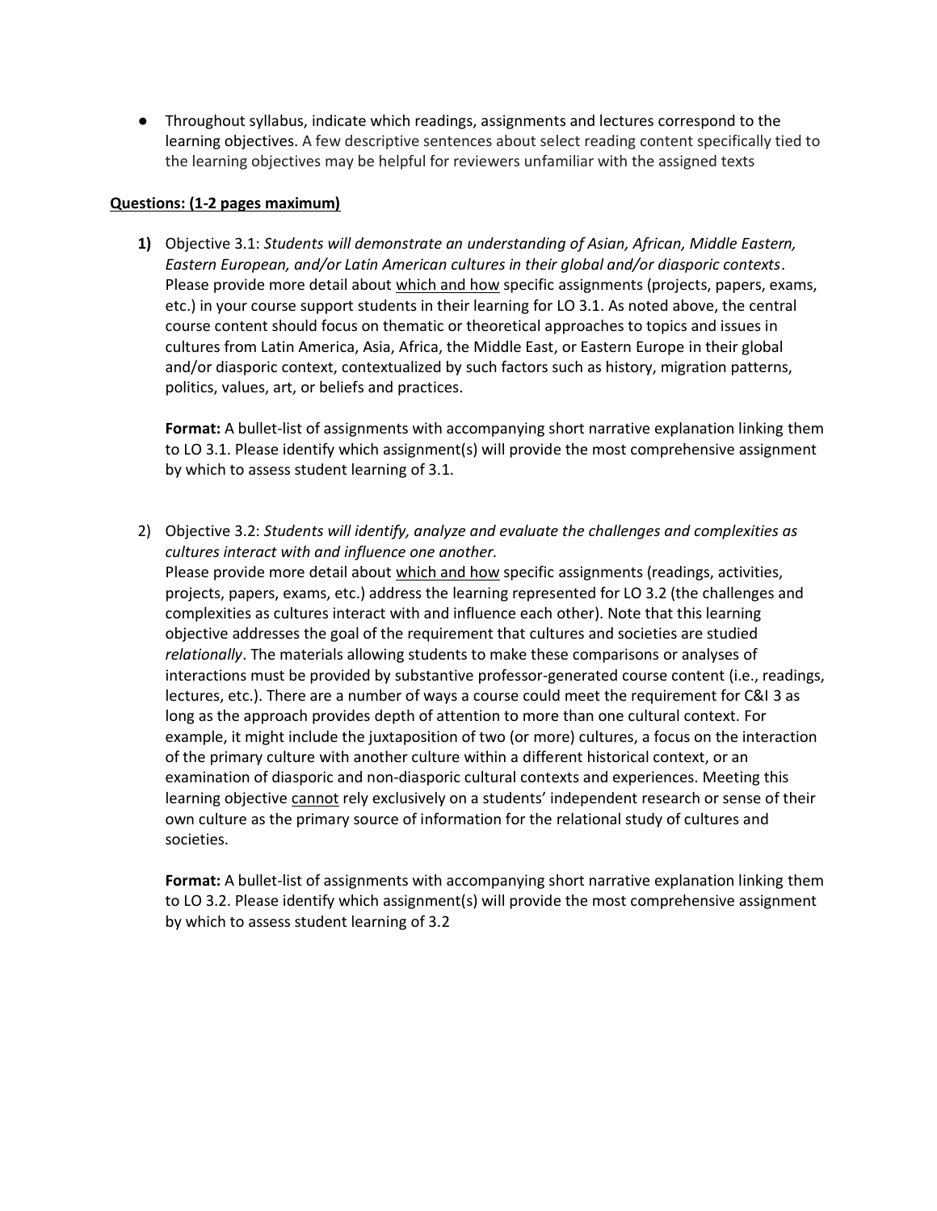- Throughout syllabus, indicate which readings, assignments and lectures correspond to the learning objectives. A few descriptive sentences about select reading content specifically tied to the learning objectives may be helpful for reviewers unfamiliar with the assigned texts

**Questions: (1-2 pages maximum)**

**1)** Objective 3.1: *Students will demonstrate an understanding of Asian, African, Middle Eastern, Eastern European, and/or Latin American cultures in their global and/or diasporic contexts*. Please provide more detail about which and how specific assignments (projects, papers, exams, etc.) in your course support students in their learning for LO 3.1. As noted above, the central course content should focus on thematic or theoretical approaches to topics and issues in cultures from Latin America, Asia, Africa, the Middle East, or Eastern Europe in their global and/or diasporic context, contextualized by such factors such as history, migration patterns, politics, values, art, or beliefs and practices.

   **Format:** A bullet-list of assignments with accompanying short narrative explanation linking them to LO 3.1. Please identify which assignment(s) will provide the most comprehensive assignment by which to assess student learning of 3.1.

2) Objective 3.2: *Students will identify, analyze and evaluate the challenges and complexities as cultures interact with and influence one another.*
   Please provide more detail about which and how specific assignments (readings, activities, projects, papers, exams, etc.) address the learning represented for LO 3.2 (the challenges and complexities as cultures interact with and influence each other). Note that this learning objective addresses the goal of the requirement that cultures and societies are studied *relationally*. The materials allowing students to make these comparisons or analyses of interactions must be provided by substantive professor-generated course content (i.e., readings, lectures, etc.). There are a number of ways a course could meet the requirement for C&I 3 as long as the approach provides depth of attention to more than one cultural context. For example, it might include the juxtaposition of two (or more) cultures, a focus on the interaction of the primary culture with another culture within a different historical context, or an examination of diasporic and non-diasporic cultural contexts and experiences. Meeting this learning objective cannot rely exclusively on a students' independent research or sense of their own culture as the primary source of information for the relational study of cultures and societies.

   **Format:** A bullet-list of assignments with accompanying short narrative explanation linking them to LO 3.2. Please identify which assignment(s) will provide the most comprehensive assignment by which to assess student learning of 3.2